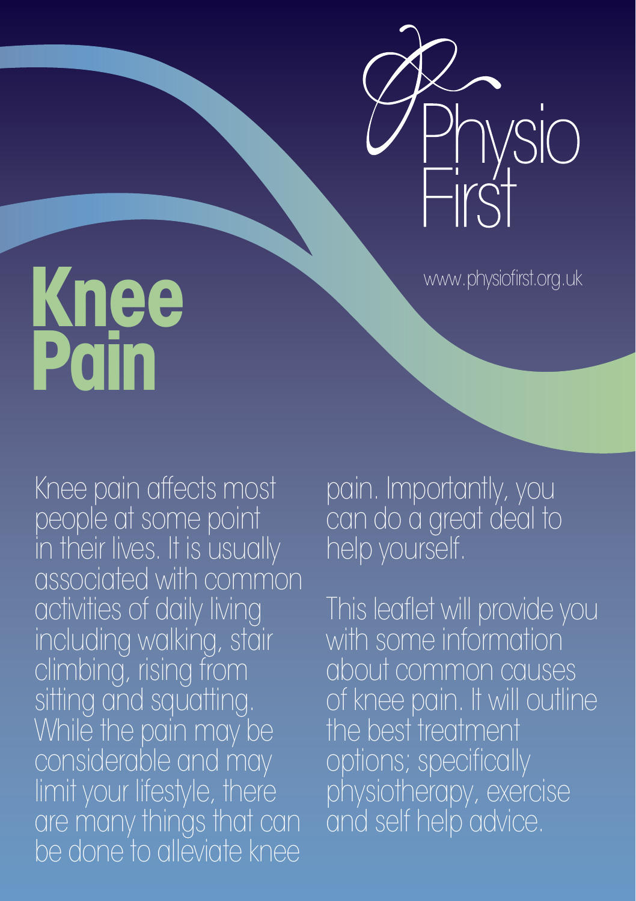Physio First

www.physiofirst.org.uk

# Knee Pain

Knee pain affects most people at some point in their lives. It is usually associated with common activities of daily living including walking, stair climbing, rising from sitting and squatting. While the pain may be considerable and may limit your lifestyle, there are many things that can be done to alleviate knee pain. Importantly, you can do a great deal to help yourself.

This leaflet will provide you with some information about common causes of knee pain. It will outline the best treatment options; specifically physiotherapy, exercise and self help advice.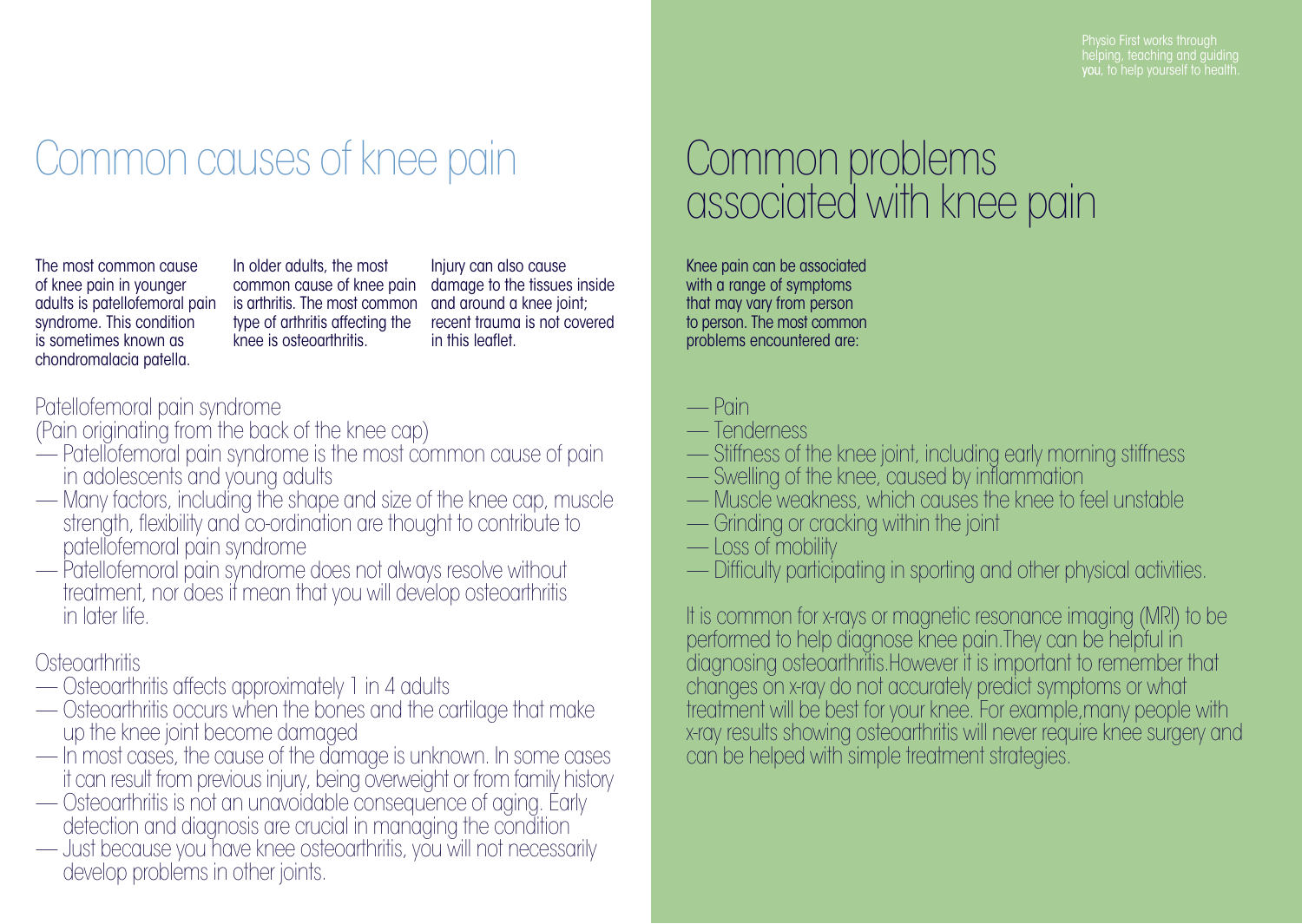# Common causes of knee pain

The most common cause of knee pain in younger adults is patellofemoral pain syndrome. This condition is sometimes known as chondromalacia patella.

In older adults, the most common cause of knee pain is arthritis. The most common type of arthritis affecting the knee is osteoarthritis.

Injury can also cause damage to the tissues inside and around a knee joint; recent trauma is not covered in this leaflet.

## Patellofemoral pain syndrome

(Pain originating from the back of the knee cap)

- Patellofemoral pain syndrome is the most common cause of pain in adolescents and young adults
- Many factors, including the shape and size of the knee cap, muscle strength, flexibility and co-ordination are thought to contribute to patellofemoral pain syndrome
- Patellofemoral pain syndrome does not always resolve without treatment, nor does it mean that you will develop osteoarthritis in later life.

## Osteoarthritis

- Osteoarthritis affects approximately 1 in 4 adults
- Osteoarthritis occurs when the bones and the cartilage that make up the knee joint become damaged
- In most cases, the cause of the damage is unknown. In some cases it can result from previous injury, being overweight or from family history
- Osteoarthritis is not an unavoidable consequence of aging. Early detection and diagnosis are crucial in managing the condition
- Just because you have knee osteoarthritis, you will not necessarily develop problems in other joints.

Physio First works through helping, teaching and guiding you, to help yourself to health.

# Common problems associated with knee pain

Knee pain can be associated with a range of symptoms that may vary from person to person. The most common problems encountered are:

- Pain
- Tenderness
- Stiffness of the knee joint, including early morning stiffness
- Swelling of the knee, caused by inflammation
- Muscle weakness, which causes the knee to feel unstable
- Grinding or cracking within the joint
- Loss of mobility
- Difficulty participating in sporting and other physical activities.

It is common for x-rays or magnetic resonance imaging (MRI) to be performed to help diagnose knee pain.They can be helpful in diagnosing osteoarthritis.However it is important to remember that changes on x-ray do not accurately predict symptoms or what treatment will be best for your knee. For example,many people with x-ray results showing osteoarthritis will never require knee surgery and can be helped with simple treatment strategies.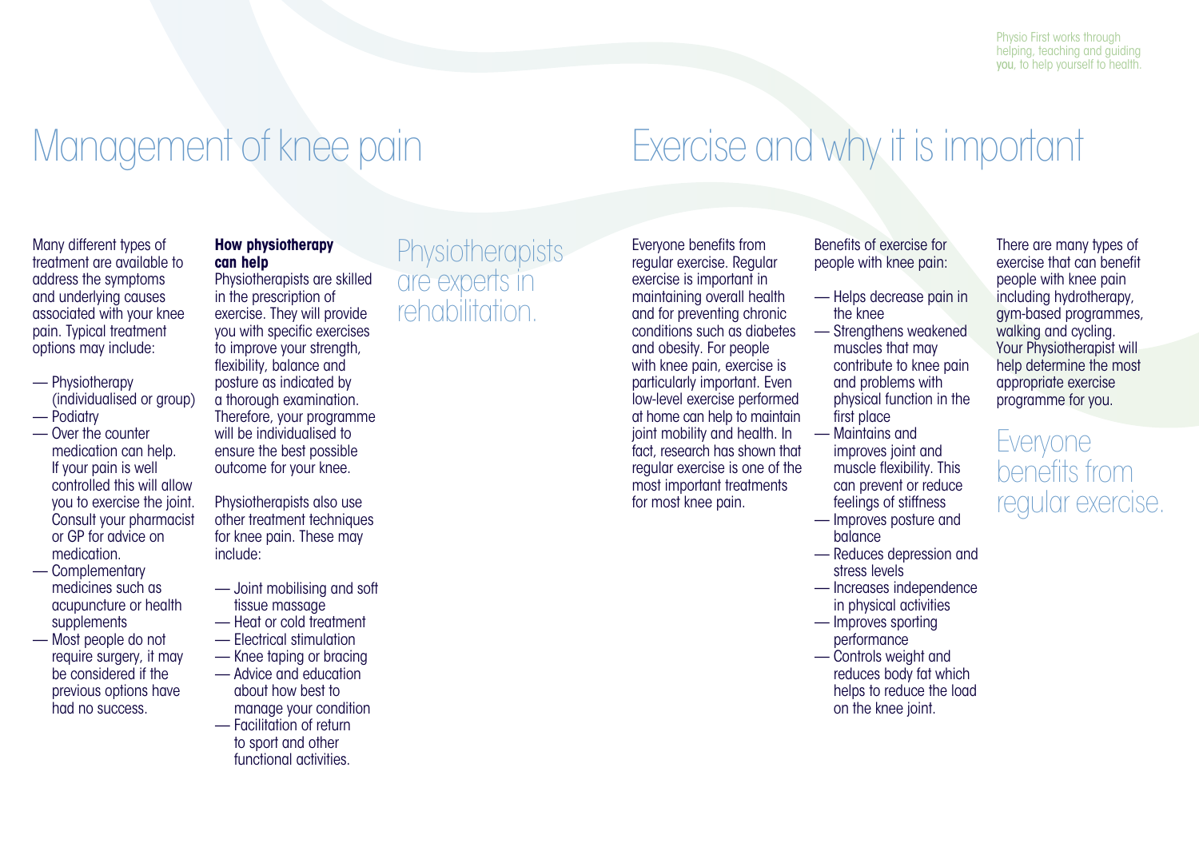Physio First works through helping, teaching and guiding you, to help yourself to health.

# Management of knee pain

Many different types of treatment are available to address the symptoms and underlying causes associated with your knee pain. Typical treatment options may include:

- Physiotherapy (individualised or group)
- Podiatry
- Over the counter medication can help. If your pain is well controlled this will allow you to exercise the joint. Consult your pharmacist or GP for advice on medication.
- Complementary medicines such as acupuncture or health supplements
- Most people do not require surgery, it may be considered if the previous options have had no success.

**How physiotherapy can help**

Physiotherapists are skilled in the prescription of exercise. They will provide you with specific exercises to improve your strength, flexibility, balance and posture as indicated by a thorough examination. Therefore, your programme will be individualised to ensure the best possible outcome for your knee.

Physiotherapists also use other treatment techniques for knee pain. These may include:

- Joint mobilising and soft tissue massage
- Heat or cold treatment
- Electrical stimulation
- Knee taping or bracing
- Advice and education about how best to manage your condition
- Facilitation of return to sport and other functional activities.

## Physiotherapists are experts in rehabilitation.

# Exercise and why it is important

Everyone benefits from regular exercise. Regular exercise is important in maintaining overall health and for preventing chronic conditions such as diabetes and obesity. For people with knee pain, exercise is particularly important. Even low-level exercise performed at home can help to maintain joint mobility and health. In fact, research has shown that regular exercise is one of the most important treatments for most knee pain.

Benefits of exercise for people with knee pain:

- Helps decrease pain in the knee
- Strengthens weakened muscles that may contribute to knee pain and problems with physical function in the first place
- Maintains and improves joint and muscle flexibility. This can prevent or reduce feelings of stiffness
- Improves posture and balance
- Reduces depression and stress levels
- Increases independence in physical activities
- Improves sporting performance
- Controls weight and reduces body fat which helps to reduce the load on the knee joint.

There are many types of exercise that can benefit people with knee pain including hydrotherapy, gym-based programmes, walking and cycling. Your Physiotherapist will help determine the most appropriate exercise programme for you.

## Everyone benefits from regular exercise.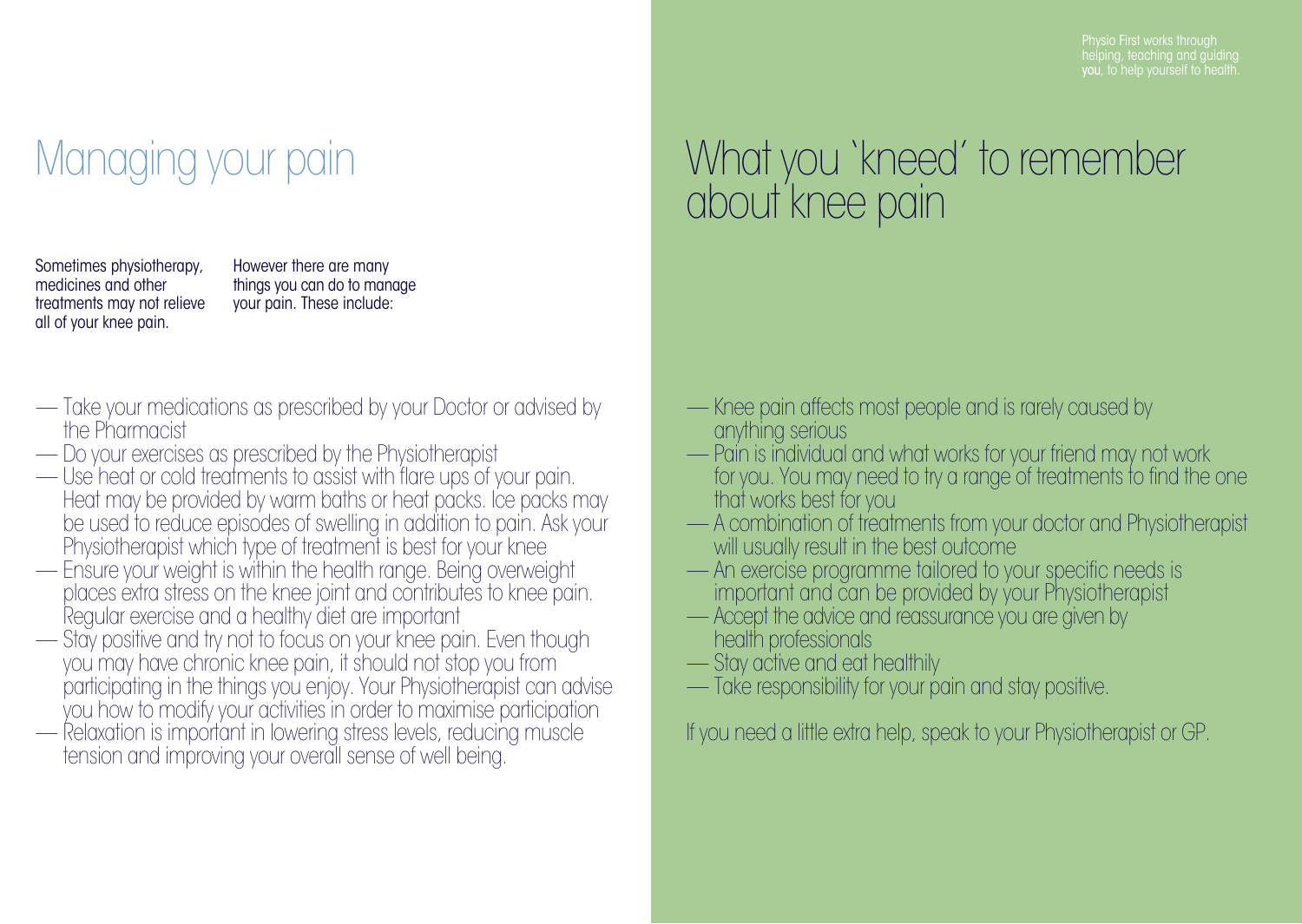Physio First works through helping, teaching and guiding **you**, to help yourself to health.

# Managing your pain

Sometimes physiotherapy, medicines and other treatments may not relieve all of your knee pain.

However there are many things you can do to manage your pain. These include:

- Take your medications as prescribed by your Doctor or advised by the Pharmacist
- Do your exercises as prescribed by the Physiotherapist
- Use heat or cold treatments to assist with flare ups of your pain. Heat may be provided by warm baths or heat packs. Ice packs may be used to reduce episodes of swelling in addition to pain. Ask your Physiotherapist which type of treatment is best for your knee
- Ensure your weight is within the health range. Being overweight places extra stress on the knee joint and contributes to knee pain. Regular exercise and a healthy diet are important
- Stay positive and try not to focus on your knee pain. Even though you may have chronic knee pain, it should not stop you from participating in the things you enjoy. Your Physiotherapist can advise you how to modify your activities in order to maximise participation
- Relaxation is important in lowering stress levels, reducing muscle tension and improving your overall sense of well being.

# What you 'kneed' to remember about knee pain

- Knee pain affects most people and is rarely caused by anything serious
- Pain is individual and what works for your friend may not work for you. You may need to try a range of treatments to find the one that works best for you
- A combination of treatments from your doctor and Physiotherapist will usually result in the best outcome
- An exercise programme tailored to your specific needs is important and can be provided by your Physiotherapist
- Accept the advice and reassurance you are given by health professionals
- Stay active and eat healthily
- Take responsibility for your pain and stay positive.

If you need a little extra help, speak to your Physiotherapist or GP.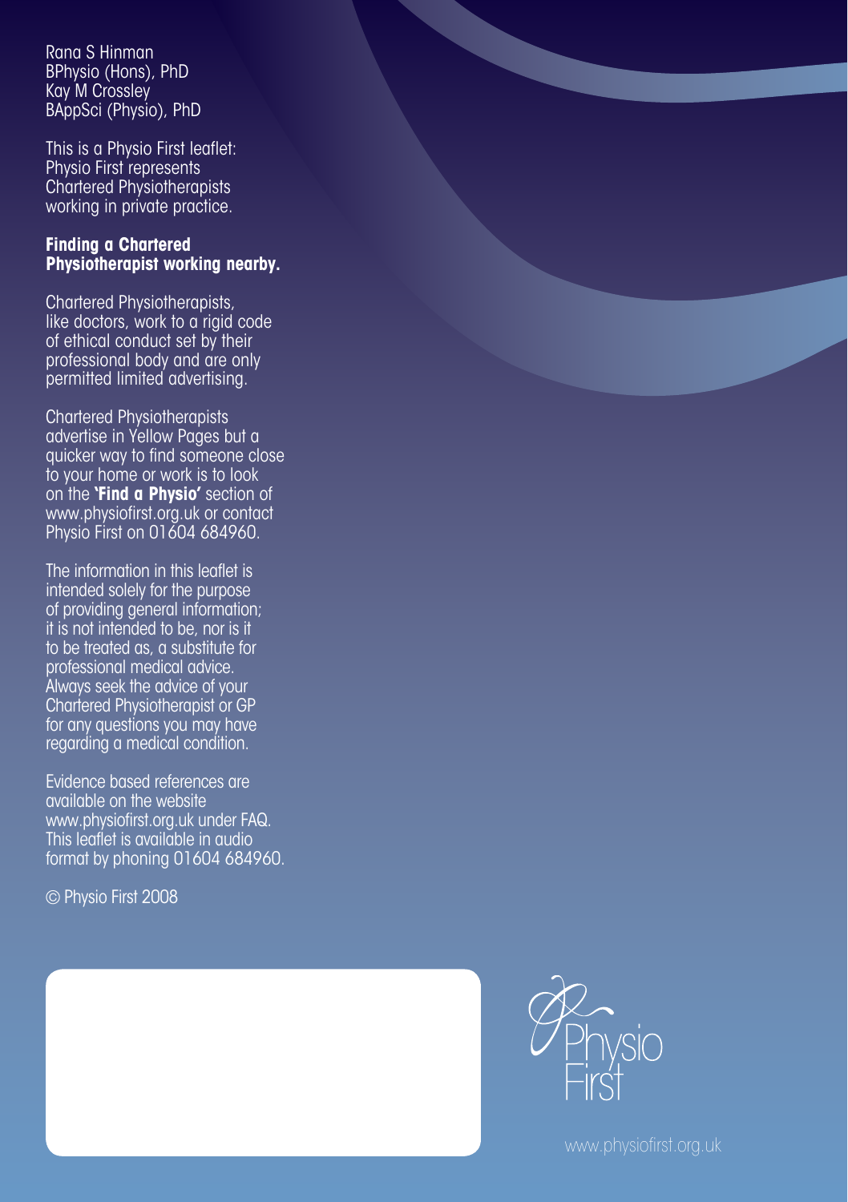Rana S Hinman
BPhysio (Hons), PhD
Kay M Crossley
BAppSci (Physio), PhD

This is a Physio First leaflet: Physio First represents Chartered Physiotherapists working in private practice.

**Finding a Chartered Physiotherapist working nearby.**

Chartered Physiotherapists, like doctors, work to a rigid code of ethical conduct set by their professional body and are only permitted limited advertising.

Chartered Physiotherapists advertise in Yellow Pages but a quicker way to find someone close to your home or work is to look on the **'Find a Physio'** section of www.physiofirst.org.uk or contact Physio First on 01604 684960.

The information in this leaflet is intended solely for the purpose of providing general information; it is not intended to be, nor is it to be treated as, a substitute for professional medical advice. Always seek the advice of your Chartered Physiotherapist or GP for any questions you may have regarding a medical condition.

Evidence based references are available on the website www.physiofirst.org.uk under FAQ. This leaflet is available in audio format by phoning 01604 684960.

© Physio First 2008

Physio First

www.physiofirst.org.uk